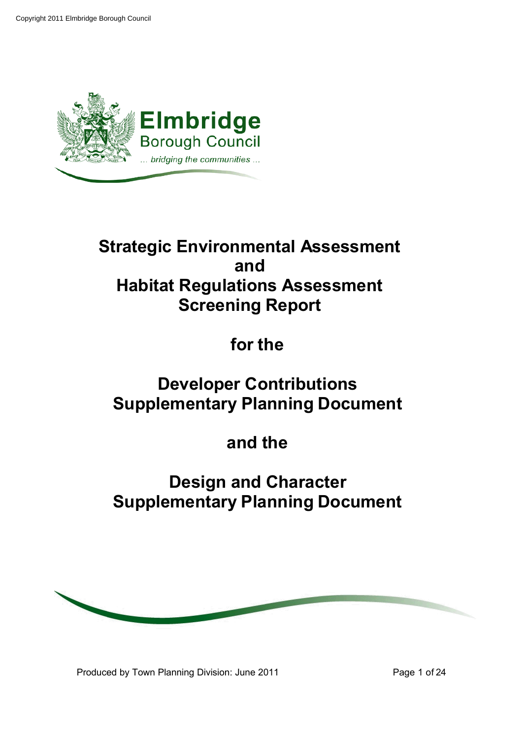Copyright 2011 Elmbridge Borough Council

**Elmbridge**
Borough Council
*... bridging the communities ...*

# Strategic Environmental Assessment and Habitat Regulations Assessment Screening Report

## for the

# Developer Contributions Supplementary Planning Document

## and the

# Design and Character Supplementary Planning Document

Produced by Town Planning Division: June 2011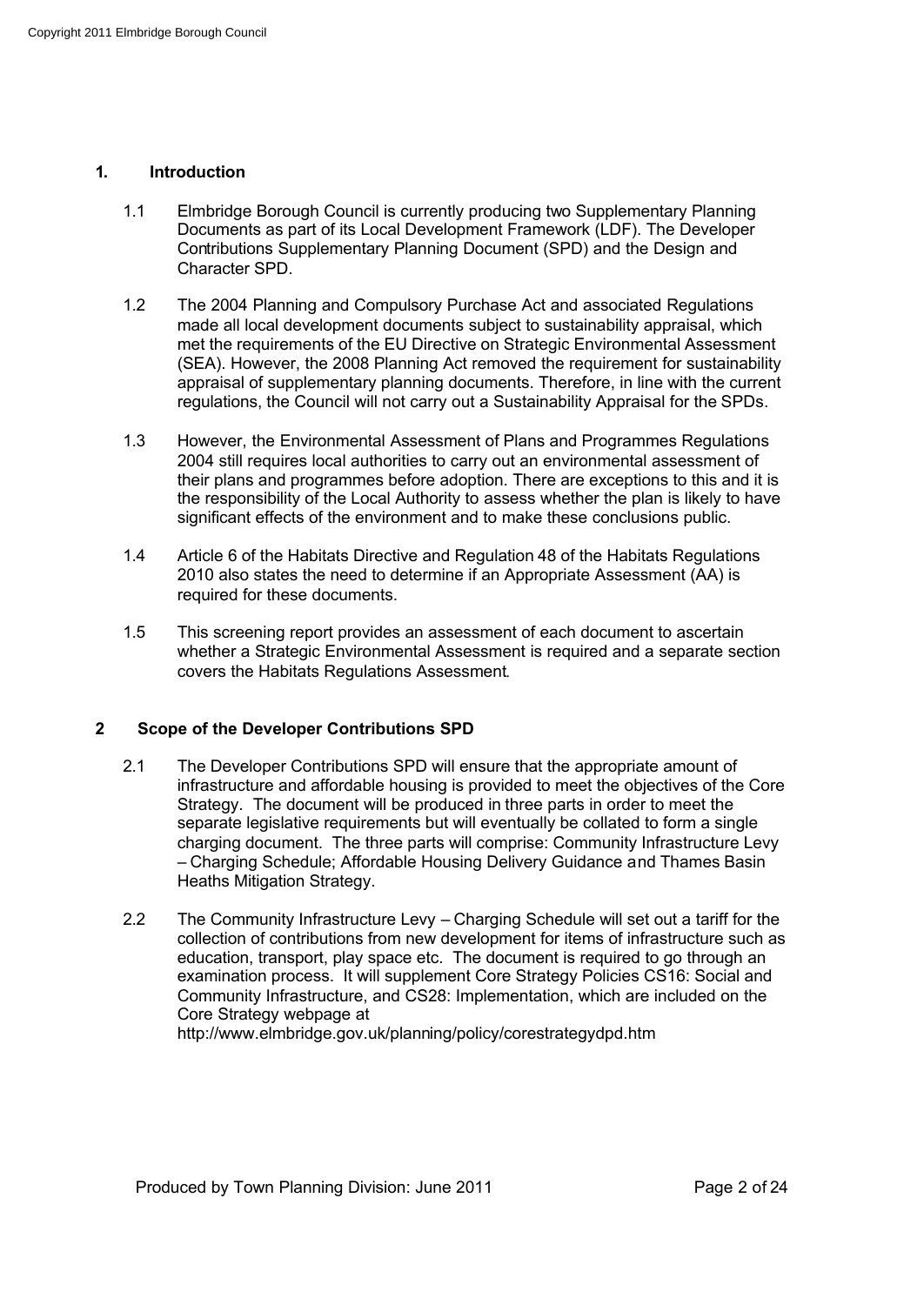## 1. Introduction

1.1 Elmbridge Borough Council is currently producing two Supplementary Planning Documents as part of its Local Development Framework (LDF). The Developer Contributions Supplementary Planning Document (SPD) and the Design and Character SPD.

1.2 The 2004 Planning and Compulsory Purchase Act and associated Regulations made all local development documents subject to sustainability appraisal, which met the requirements of the EU Directive on Strategic Environmental Assessment (SEA). However, the 2008 Planning Act removed the requirement for sustainability appraisal of supplementary planning documents. Therefore, in line with the current regulations, the Council will not carry out a Sustainability Appraisal for the SPDs.

1.3 However, the Environmental Assessment of Plans and Programmes Regulations 2004 still requires local authorities to carry out an environmental assessment of their plans and programmes before adoption. There are exceptions to this and it is the responsibility of the Local Authority to assess whether the plan is likely to have significant effects of the environment and to make these conclusions public.

1.4 Article 6 of the Habitats Directive and Regulation 48 of the Habitats Regulations 2010 also states the need to determine if an Appropriate Assessment (AA) is required for these documents.

1.5 This screening report provides an assessment of each document to ascertain whether a Strategic Environmental Assessment is required and a separate section covers the Habitats Regulations Assessment.

## 2 Scope of the Developer Contributions SPD

2.1 The Developer Contributions SPD will ensure that the appropriate amount of infrastructure and affordable housing is provided to meet the objectives of the Core Strategy. The document will be produced in three parts in order to meet the separate legislative requirements but will eventually be collated to form a single charging document. The three parts will comprise: Community Infrastructure Levy – Charging Schedule; Affordable Housing Delivery Guidance and Thames Basin Heaths Mitigation Strategy.

2.2 The Community Infrastructure Levy – Charging Schedule will set out a tariff for the collection of contributions from new development for items of infrastructure such as education, transport, play space etc. The document is required to go through an examination process. It will supplement Core Strategy Policies CS16: Social and Community Infrastructure, and CS28: Implementation, which are included on the Core Strategy webpage at http://www.elmbridge.gov.uk/planning/policy/corestrategydpd.htm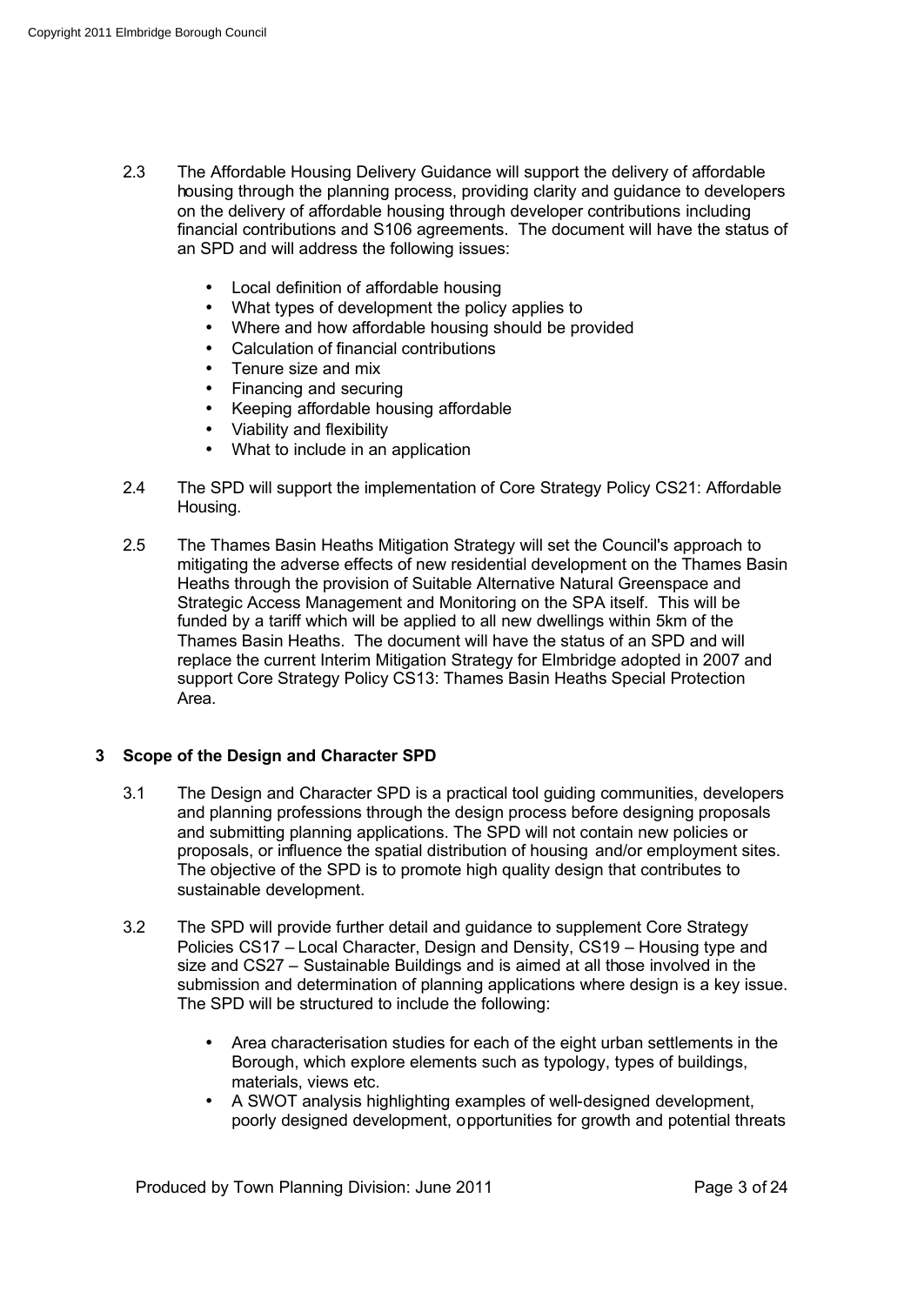2.3 The Affordable Housing Delivery Guidance will support the delivery of affordable housing through the planning process, providing clarity and guidance to developers on the delivery of affordable housing through developer contributions including financial contributions and S106 agreements. The document will have the status of an SPD and will address the following issues:

- Local definition of affordable housing
- What types of development the policy applies to
- Where and how affordable housing should be provided
- Calculation of financial contributions
- Tenure size and mix
- Financing and securing
- Keeping affordable housing affordable
- Viability and flexibility
- What to include in an application

2.4 The SPD will support the implementation of Core Strategy Policy CS21: Affordable Housing.

2.5 The Thames Basin Heaths Mitigation Strategy will set the Council's approach to mitigating the adverse effects of new residential development on the Thames Basin Heaths through the provision of Suitable Alternative Natural Greenspace and Strategic Access Management and Monitoring on the SPA itself. This will be funded by a tariff which will be applied to all new dwellings within 5km of the Thames Basin Heaths. The document will have the status of an SPD and will replace the current Interim Mitigation Strategy for Elmbridge adopted in 2007 and support Core Strategy Policy CS13: Thames Basin Heaths Special Protection Area.

## 3 Scope of the Design and Character SPD

3.1 The Design and Character SPD is a practical tool guiding communities, developers and planning professions through the design process before designing proposals and submitting planning applications. The SPD will not contain new policies or proposals, or influence the spatial distribution of housing and/or employment sites. The objective of the SPD is to promote high quality design that contributes to sustainable development.

3.2 The SPD will provide further detail and guidance to supplement Core Strategy Policies CS17 – Local Character, Design and Density, CS19 – Housing type and size and CS27 – Sustainable Buildings and is aimed at all those involved in the submission and determination of planning applications where design is a key issue. The SPD will be structured to include the following:

- Area characterisation studies for each of the eight urban settlements in the Borough, which explore elements such as typology, types of buildings, materials, views etc.
- A SWOT analysis highlighting examples of well-designed development, poorly designed development, opportunities for growth and potential threats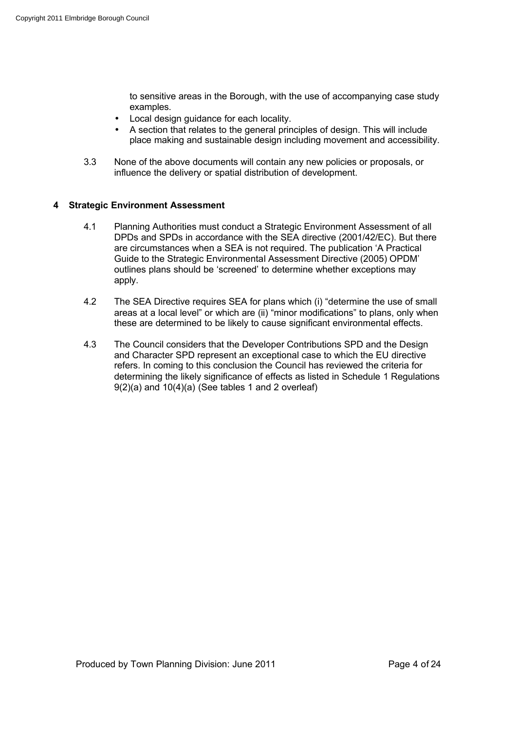to sensitive areas in the Borough, with the use of accompanying case study examples.

- Local design guidance for each locality.
- A section that relates to the general principles of design. This will include place making and sustainable design including movement and accessibility.

3.3 None of the above documents will contain any new policies or proposals, or influence the delivery or spatial distribution of development.

## 4 Strategic Environment Assessment

4.1 Planning Authorities must conduct a Strategic Environment Assessment of all DPDs and SPDs in accordance with the SEA directive (2001/42/EC). But there are circumstances when a SEA is not required. The publication 'A Practical Guide to the Strategic Environmental Assessment Directive (2005) OPDM' outlines plans should be 'screened' to determine whether exceptions may apply.

4.2 The SEA Directive requires SEA for plans which (i) "determine the use of small areas at a local level" or which are (ii) "minor modifications" to plans, only when these are determined to be likely to cause significant environmental effects.

4.3 The Council considers that the Developer Contributions SPD and the Design and Character SPD represent an exceptional case to which the EU directive refers. In coming to this conclusion the Council has reviewed the criteria for determining the likely significance of effects as listed in Schedule 1 Regulations 9(2)(a) and 10(4)(a) (See tables 1 and 2 overleaf)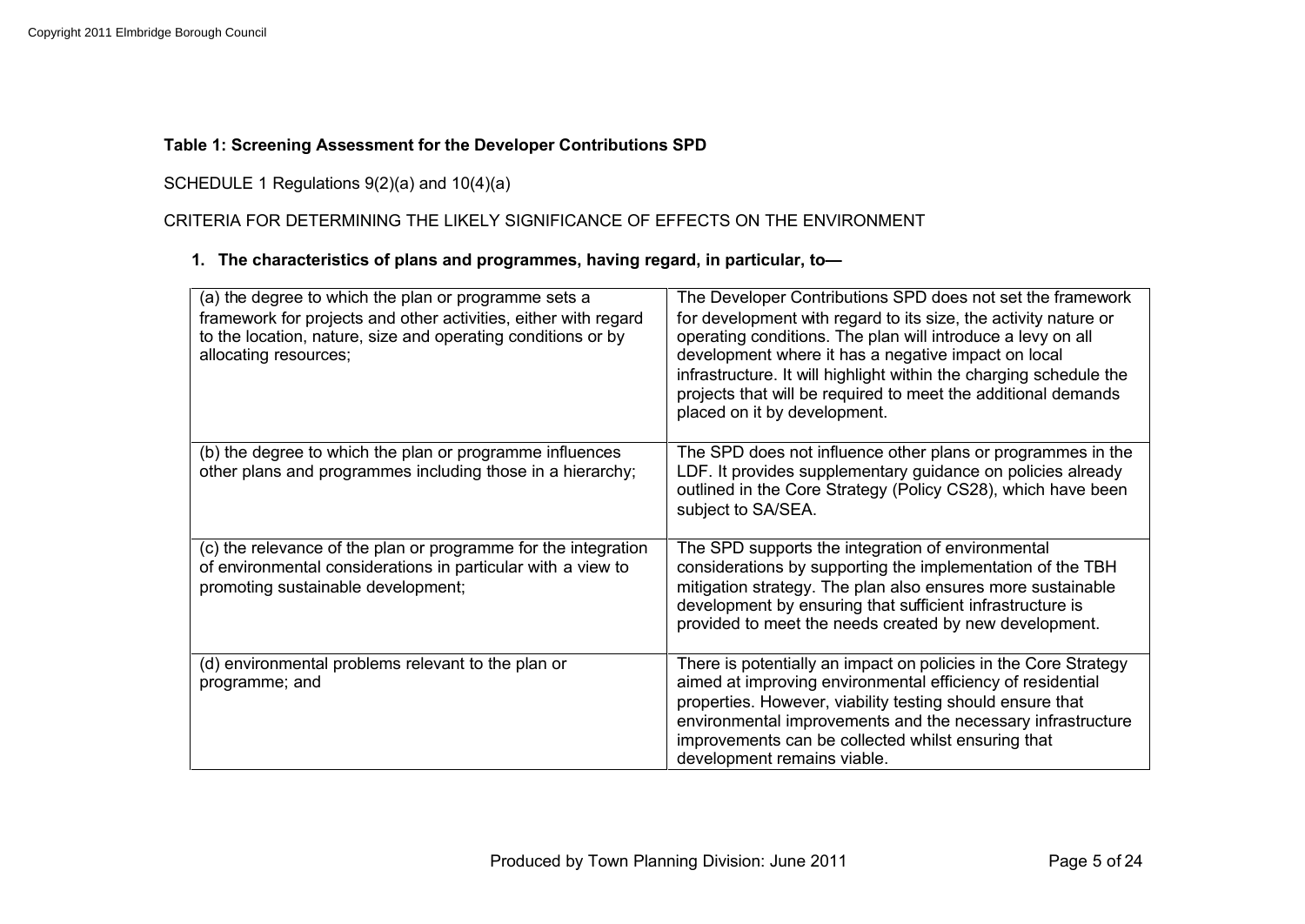**Table 1: Screening Assessment for the Developer Contributions SPD**

SCHEDULE 1 Regulations 9(2)(a) and 10(4)(a)

CRITERIA FOR DETERMINING THE LIKELY SIGNIFICANCE OF EFFECTS ON THE ENVIRONMENT

**1. The characteristics of plans and programmes, having regard, in particular, to—**

| | |
|---|---|
| (a) the degree to which the plan or programme sets a framework for projects and other activities, either with regard to the location, nature, size and operating conditions or by allocating resources; | The Developer Contributions SPD does not set the framework for development with regard to its size, the activity nature or operating conditions. The plan will introduce a levy on all development where it has a negative impact on local infrastructure. It will highlight within the charging schedule the projects that will be required to meet the additional demands placed on it by development. |
| (b) the degree to which the plan or programme influences other plans and programmes including those in a hierarchy; | The SPD does not influence other plans or programmes in the LDF. It provides supplementary guidance on policies already outlined in the Core Strategy (Policy CS28), which have been subject to SA/SEA. |
| (c) the relevance of the plan or programme for the integration of environmental considerations in particular with a view to promoting sustainable development; | The SPD supports the integration of environmental considerations by supporting the implementation of the TBH mitigation strategy. The plan also ensures more sustainable development by ensuring that sufficient infrastructure is provided to meet the needs created by new development. |
| (d) environmental problems relevant to the plan or programme; and | There is potentially an impact on policies in the Core Strategy aimed at improving environmental efficiency of residential properties. However, viability testing should ensure that environmental improvements and the necessary infrastructure improvements can be collected whilst ensuring that development remains viable. |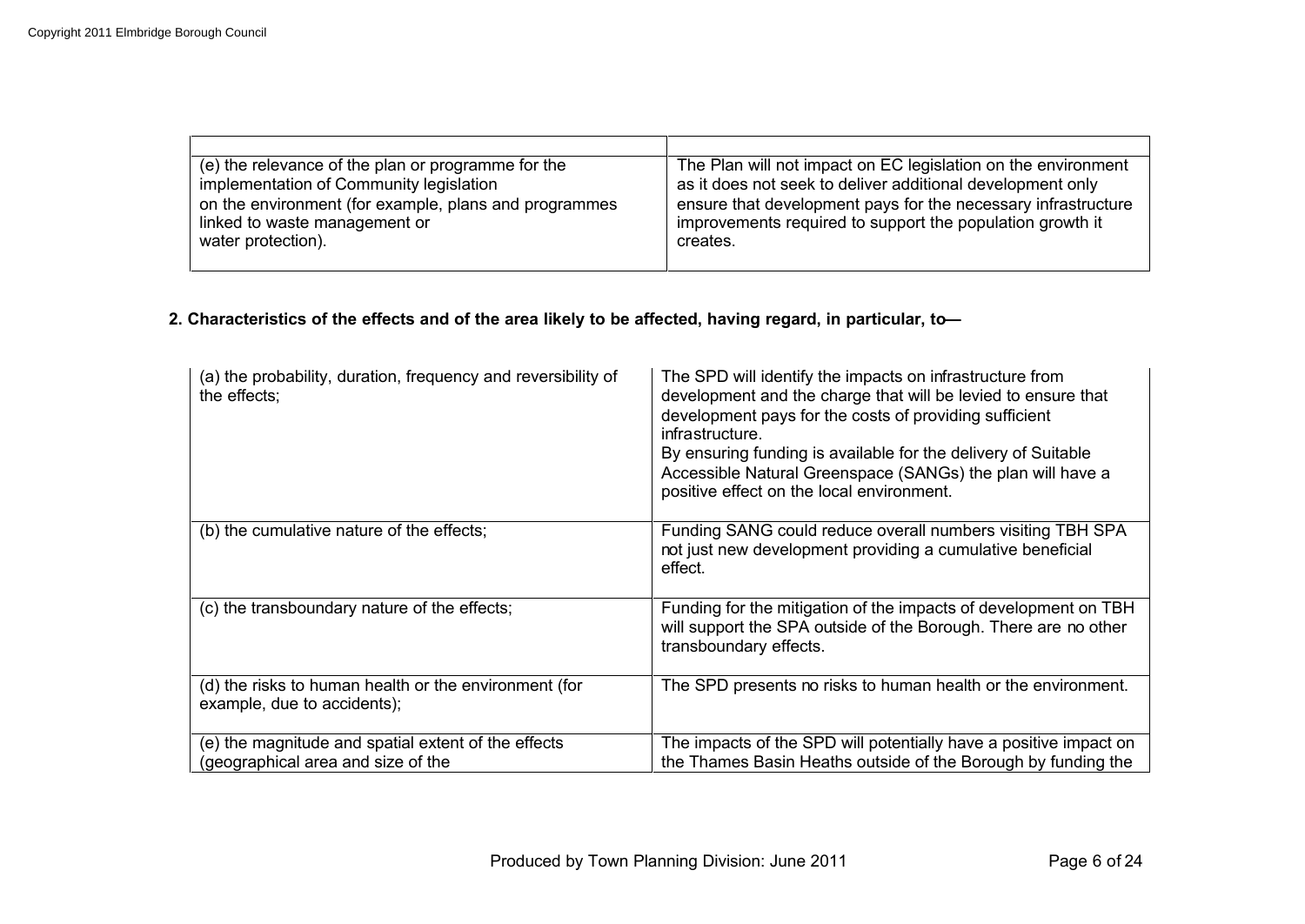| | |
|---|---|
| (e) the relevance of the plan or programme for the implementation of Community legislation on the environment (for example, plans and programmes linked to waste management or water protection). | The Plan will not impact on EC legislation on the environment as it does not seek to deliver additional development only ensure that development pays for the necessary infrastructure improvements required to support the population growth it creates. |

**2. Characteristics of the effects and of the area likely to be affected, having regard, in particular, to—**

| | |
|---|---|
| (a) the probability, duration, frequency and reversibility of the effects; | The SPD will identify the impacts on infrastructure from development and the charge that will be levied to ensure that development pays for the costs of providing sufficient infrastructure.<br>By ensuring funding is available for the delivery of Suitable Accessible Natural Greenspace (SANGs) the plan will have a positive effect on the local environment. |
| (b) the cumulative nature of the effects; | Funding SANG could reduce overall numbers visiting TBH SPA not just new development providing a cumulative beneficial effect. |
| (c) the transboundary nature of the effects; | Funding for the mitigation of the impacts of development on TBH will support the SPA outside of the Borough. There are no other transboundary effects. |
| (d) the risks to human health or the environment (for example, due to accidents); | The SPD presents no risks to human health or the environment. |
| (e) the magnitude and spatial extent of the effects (geographical area and size of the | The impacts of the SPD will potentially have a positive impact on the Thames Basin Heaths outside of the Borough by funding the |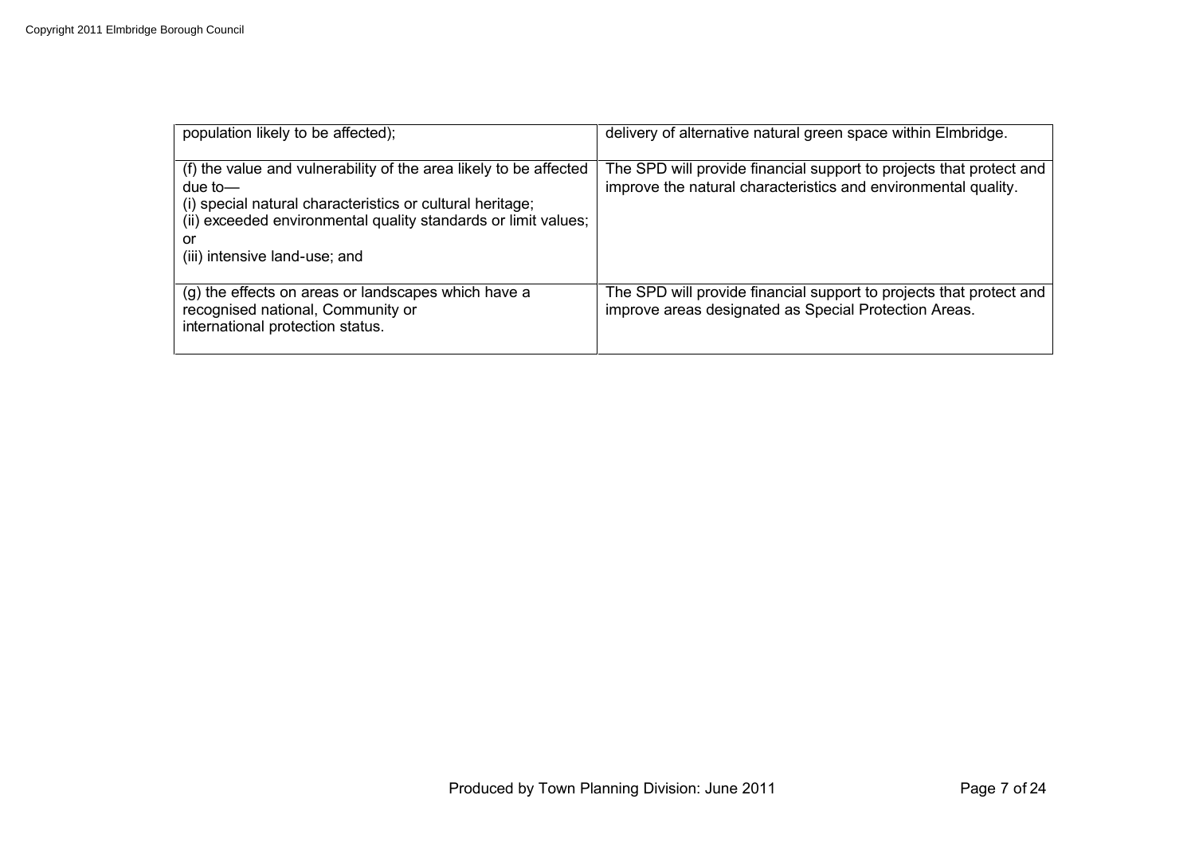| | |
|---|---|
| population likely to be affected); | delivery of alternative natural green space within Elmbridge. |
| (f) the value and vulnerability of the area likely to be affected due to—<br>(i) special natural characteristics or cultural heritage;<br>(ii) exceeded environmental quality standards or limit values; or<br>(iii) intensive land-use; and | The SPD will provide financial support to projects that protect and improve the natural characteristics and environmental quality. |
| (g) the effects on areas or landscapes which have a recognised national, Community or international protection status. | The SPD will provide financial support to projects that protect and improve areas designated as Special Protection Areas. |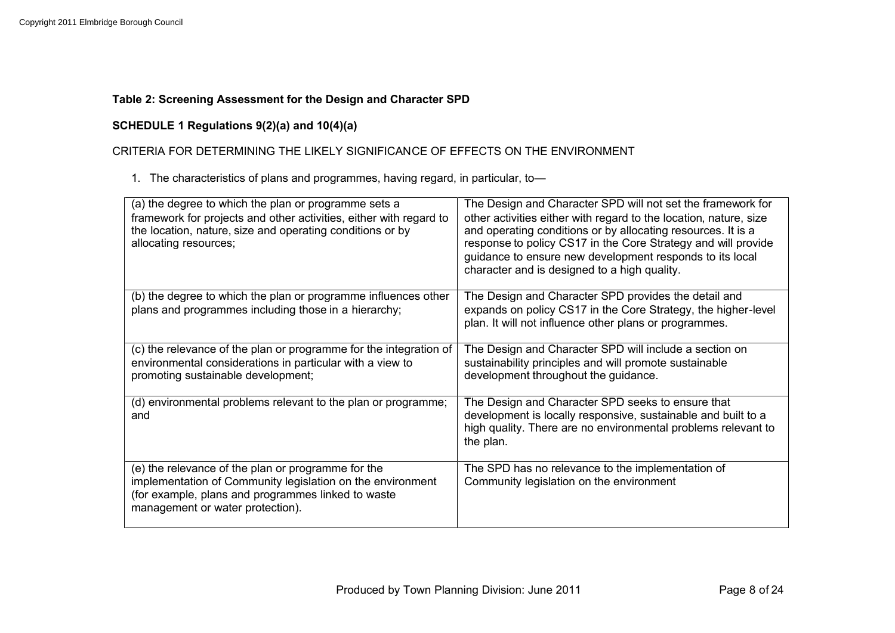**Table 2: Screening Assessment for the Design and Character SPD**

**SCHEDULE 1 Regulations 9(2)(a) and 10(4)(a)**

CRITERIA FOR DETERMINING THE LIKELY SIGNIFICANCE OF EFFECTS ON THE ENVIRONMENT

1. The characteristics of plans and programmes, having regard, in particular, to—

| | |
|---|---|
| (a) the degree to which the plan or programme sets a framework for projects and other activities, either with regard to the location, nature, size and operating conditions or by allocating resources; | The Design and Character SPD will not set the framework for other activities either with regard to the location, nature, size and operating conditions or by allocating resources. It is a response to policy CS17 in the Core Strategy and will provide guidance to ensure new development responds to its local character and is designed to a high quality. |
| (b) the degree to which the plan or programme influences other plans and programmes including those in a hierarchy; | The Design and Character SPD provides the detail and expands on policy CS17 in the Core Strategy, the higher-level plan. It will not influence other plans or programmes. |
| (c) the relevance of the plan or programme for the integration of environmental considerations in particular with a view to promoting sustainable development; | The Design and Character SPD will include a section on sustainability principles and will promote sustainable development throughout the guidance. |
| (d) environmental problems relevant to the plan or programme; and | The Design and Character SPD seeks to ensure that development is locally responsive, sustainable and built to a high quality. There are no environmental problems relevant to the plan. |
| (e) the relevance of the plan or programme for the implementation of Community legislation on the environment (for example, plans and programmes linked to waste management or water protection). | The SPD has no relevance to the implementation of Community legislation on the environment |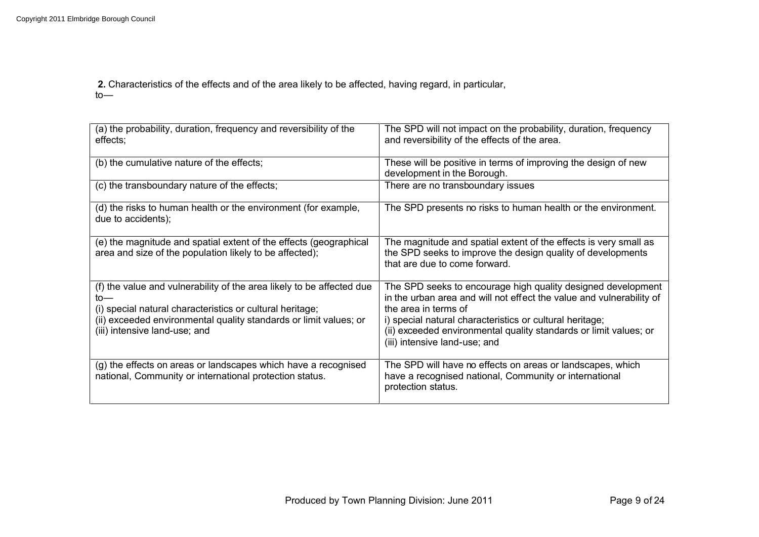**2.** Characteristics of the effects and of the area likely to be affected, having regard, in particular, to—

| | |
|---|---|
| (a) the probability, duration, frequency and reversibility of the effects; | The SPD will not impact on the probability, duration, frequency and reversibility of the effects of the area. |
| (b) the cumulative nature of the effects; | These will be positive in terms of improving the design of new development in the Borough. |
| (c) the transboundary nature of the effects; | There are no transboundary issues |
| (d) the risks to human health or the environment (for example, due to accidents); | The SPD presents no risks to human health or the environment. |
| (e) the magnitude and spatial extent of the effects (geographical area and size of the population likely to be affected); | The magnitude and spatial extent of the effects is very small as the SPD seeks to improve the design quality of developments that are due to come forward. |
| (f) the value and vulnerability of the area likely to be affected due to—<br>(i) special natural characteristics or cultural heritage;<br>(ii) exceeded environmental quality standards or limit values; or<br>(iii) intensive land-use; and | The SPD seeks to encourage high quality designed development in the urban area and will not effect the value and vulnerability of the area in terms of<br>i) special natural characteristics or cultural heritage;<br>(ii) exceeded environmental quality standards or limit values; or<br>(iii) intensive land-use; and |
| (g) the effects on areas or landscapes which have a recognised national, Community or international protection status. | The SPD will have no effects on areas or landscapes, which have a recognised national, Community or international protection status. |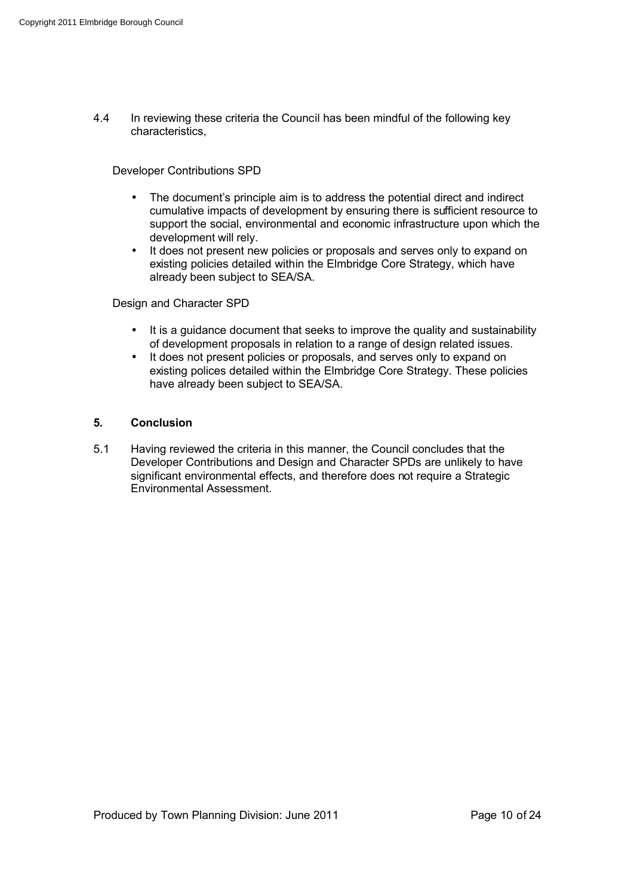4.4 In reviewing these criteria the Council has been mindful of the following key characteristics,

Developer Contributions SPD

- The document's principle aim is to address the potential direct and indirect cumulative impacts of development by ensuring there is sufficient resource to support the social, environmental and economic infrastructure upon which the development will rely.
- It does not present new policies or proposals and serves only to expand on existing policies detailed within the Elmbridge Core Strategy, which have already been subject to SEA/SA.

Design and Character SPD

- It is a guidance document that seeks to improve the quality and sustainability of development proposals in relation to a range of design related issues.
- It does not present policies or proposals, and serves only to expand on existing polices detailed within the Elmbridge Core Strategy. These policies have already been subject to SEA/SA.

## 5. Conclusion

5.1 Having reviewed the criteria in this manner, the Council concludes that the Developer Contributions and Design and Character SPDs are unlikely to have significant environmental effects, and therefore does not require a Strategic Environmental Assessment.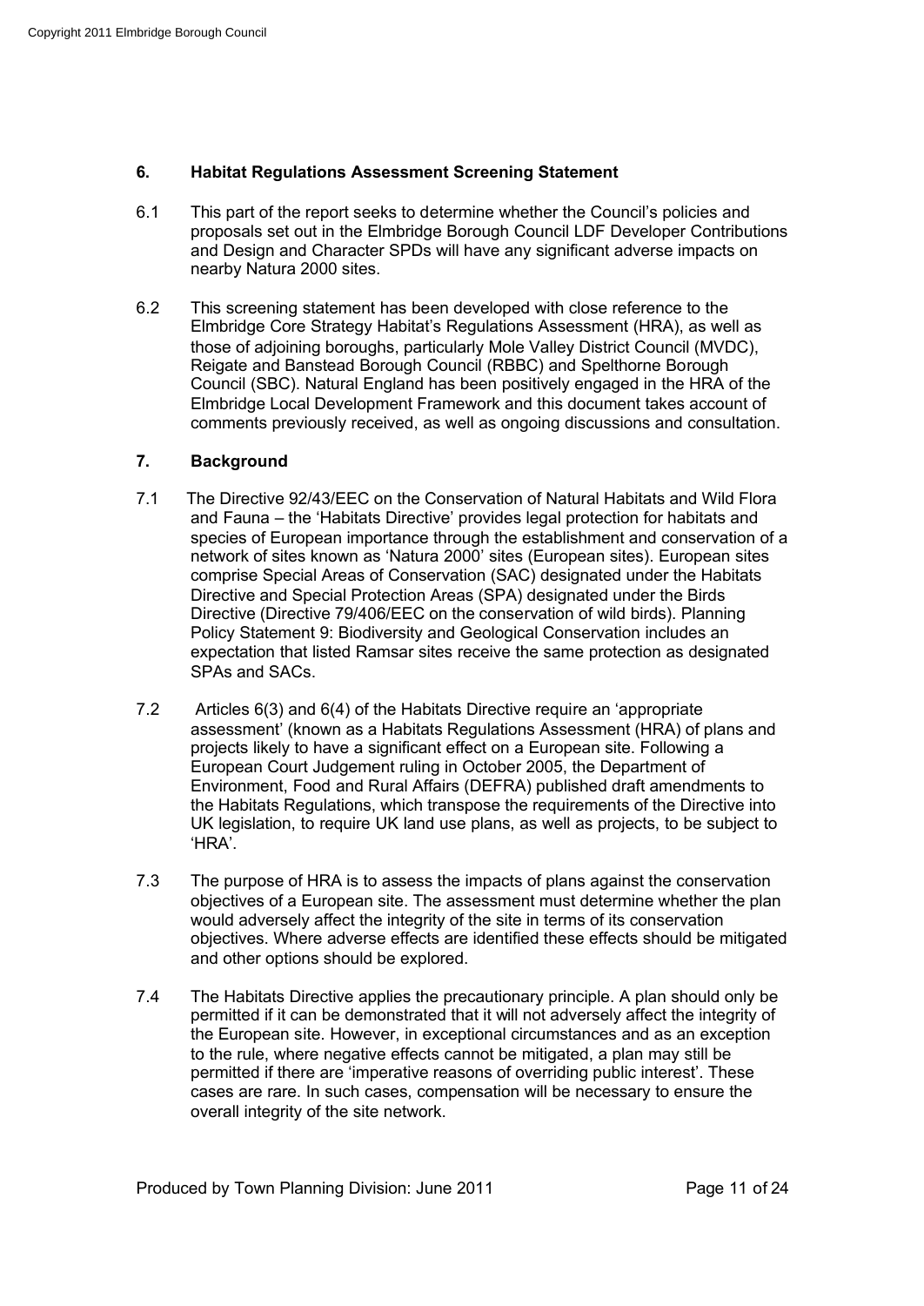## 6. Habitat Regulations Assessment Screening Statement

6.1 This part of the report seeks to determine whether the Council's policies and proposals set out in the Elmbridge Borough Council LDF Developer Contributions and Design and Character SPDs will have any significant adverse impacts on nearby Natura 2000 sites.

6.2 This screening statement has been developed with close reference to the Elmbridge Core Strategy Habitat's Regulations Assessment (HRA), as well as those of adjoining boroughs, particularly Mole Valley District Council (MVDC), Reigate and Banstead Borough Council (RBBC) and Spelthorne Borough Council (SBC). Natural England has been positively engaged in the HRA of the Elmbridge Local Development Framework and this document takes account of comments previously received, as well as ongoing discussions and consultation.

## 7. Background

7.1 The Directive 92/43/EEC on the Conservation of Natural Habitats and Wild Flora and Fauna – the 'Habitats Directive' provides legal protection for habitats and species of European importance through the establishment and conservation of a network of sites known as 'Natura 2000' sites (European sites). European sites comprise Special Areas of Conservation (SAC) designated under the Habitats Directive and Special Protection Areas (SPA) designated under the Birds Directive (Directive 79/406/EEC on the conservation of wild birds). Planning Policy Statement 9: Biodiversity and Geological Conservation includes an expectation that listed Ramsar sites receive the same protection as designated SPAs and SACs.

7.2 Articles 6(3) and 6(4) of the Habitats Directive require an 'appropriate assessment' (known as a Habitats Regulations Assessment (HRA) of plans and projects likely to have a significant effect on a European site. Following a European Court Judgement ruling in October 2005, the Department of Environment, Food and Rural Affairs (DEFRA) published draft amendments to the Habitats Regulations, which transpose the requirements of the Directive into UK legislation, to require UK land use plans, as well as projects, to be subject to 'HRA'.

7.3 The purpose of HRA is to assess the impacts of plans against the conservation objectives of a European site. The assessment must determine whether the plan would adversely affect the integrity of the site in terms of its conservation objectives. Where adverse effects are identified these effects should be mitigated and other options should be explored.

7.4 The Habitats Directive applies the precautionary principle. A plan should only be permitted if it can be demonstrated that it will not adversely affect the integrity of the European site. However, in exceptional circumstances and as an exception to the rule, where negative effects cannot be mitigated, a plan may still be permitted if there are 'imperative reasons of overriding public interest'. These cases are rare. In such cases, compensation will be necessary to ensure the overall integrity of the site network.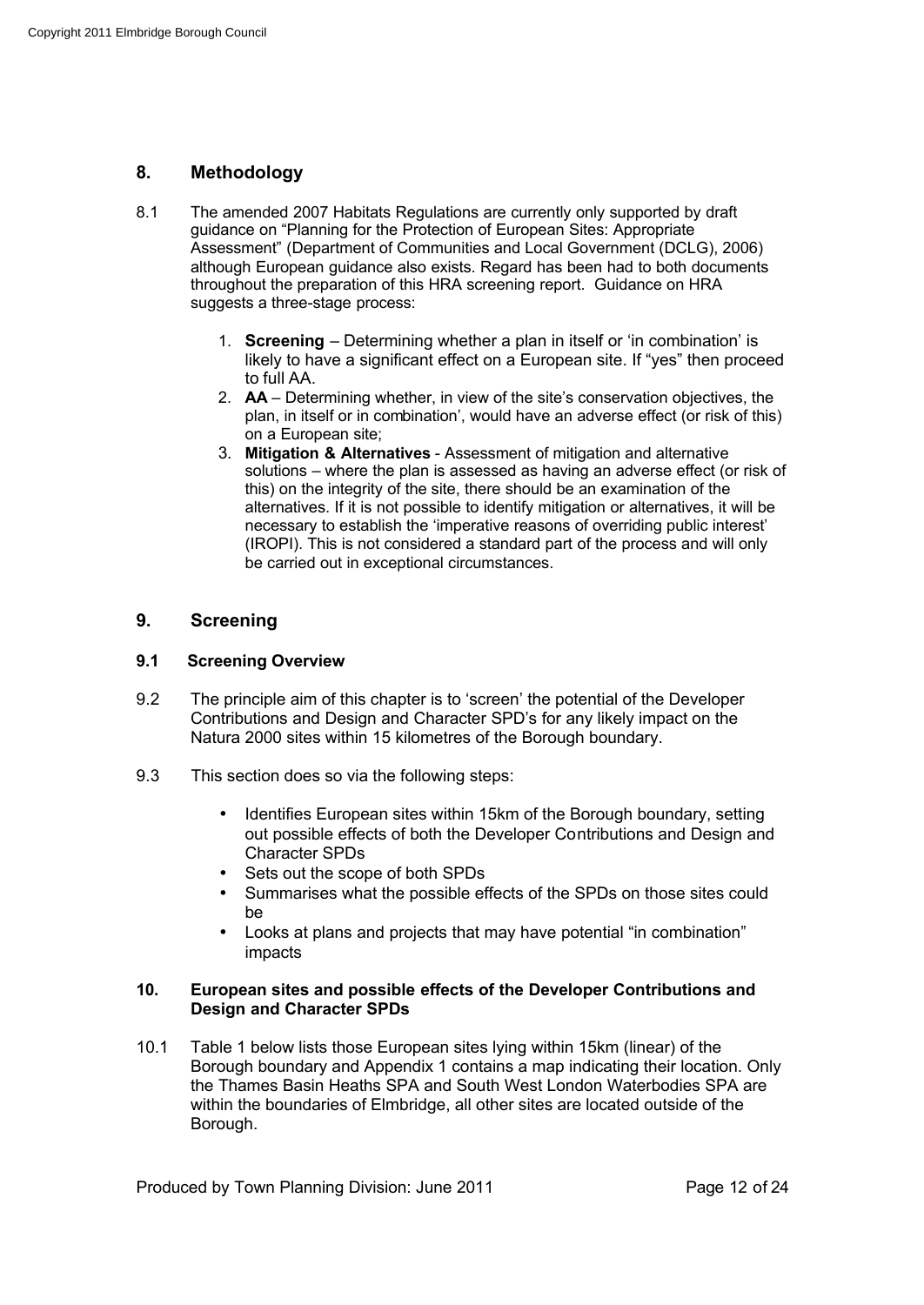## 8. Methodology

8.1 The amended 2007 Habitats Regulations are currently only supported by draft guidance on "Planning for the Protection of European Sites: Appropriate Assessment" (Department of Communities and Local Government (DCLG), 2006) although European guidance also exists. Regard has been had to both documents throughout the preparation of this HRA screening report. Guidance on HRA suggests a three-stage process:

1. **Screening** – Determining whether a plan in itself or 'in combination' is likely to have a significant effect on a European site. If "yes" then proceed to full AA.
2. **AA** – Determining whether, in view of the site's conservation objectives, the plan, in itself or in combination', would have an adverse effect (or risk of this) on a European site;
3. **Mitigation & Alternatives** - Assessment of mitigation and alternative solutions – where the plan is assessed as having an adverse effect (or risk of this) on the integrity of the site, there should be an examination of the alternatives. If it is not possible to identify mitigation or alternatives, it will be necessary to establish the 'imperative reasons of overriding public interest' (IROPI). This is not considered a standard part of the process and will only be carried out in exceptional circumstances.

## 9. Screening

### 9.1 Screening Overview

9.2 The principle aim of this chapter is to 'screen' the potential of the Developer Contributions and Design and Character SPD's for any likely impact on the Natura 2000 sites within 15 kilometres of the Borough boundary.

9.3 This section does so via the following steps:

- Identifies European sites within 15km of the Borough boundary, setting out possible effects of both the Developer Contributions and Design and Character SPDs
- Sets out the scope of both SPDs
- Summarises what the possible effects of the SPDs on those sites could be
- Looks at plans and projects that may have potential "in combination" impacts

### 10. European sites and possible effects of the Developer Contributions and Design and Character SPDs

10.1 Table 1 below lists those European sites lying within 15km (linear) of the Borough boundary and Appendix 1 contains a map indicating their location. Only the Thames Basin Heaths SPA and South West London Waterbodies SPA are within the boundaries of Elmbridge, all other sites are located outside of the Borough.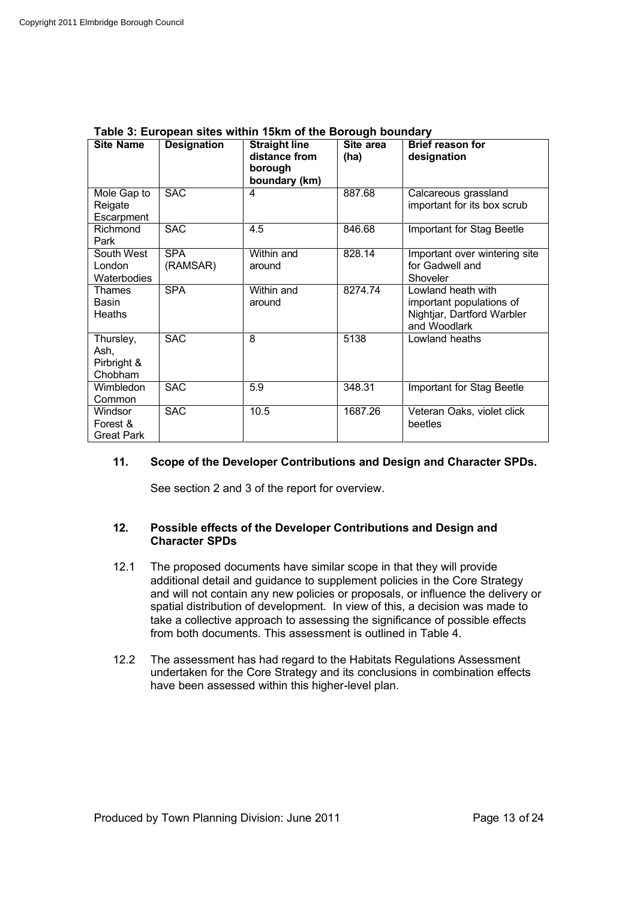**Table 3: European sites within 15km of the Borough boundary**

| Site Name | Designation | Straight line distance from borough boundary (km) | Site area (ha) | Brief reason for designation |
|---|---|---|---|---|
| Mole Gap to Reigate Escarpment | SAC | 4 | 887.68 | Calcareous grassland important for its box scrub |
| Richmond Park | SAC | 4.5 | 846.68 | Important for Stag Beetle |
| South West London Waterbodies | SPA (RAMSAR) | Within and around | 828.14 | Important over wintering site for Gadwell and Shoveler |
| Thames Basin Heaths | SPA | Within and around | 8274.74 | Lowland heath with important populations of Nightjar, Dartford Warbler and Woodlark |
| Thursley, Ash, Pirbright & Chobham | SAC | 8 | 5138 | Lowland heaths |
| Wimbledon Common | SAC | 5.9 | 348.31 | Important for Stag Beetle |
| Windsor Forest & Great Park | SAC | 10.5 | 1687.26 | Veteran Oaks, violet click beetles |

## 11. Scope of the Developer Contributions and Design and Character SPDs.

See section 2 and 3 of the report for overview.

## 12. Possible effects of the Developer Contributions and Design and Character SPDs

12.1 The proposed documents have similar scope in that they will provide additional detail and guidance to supplement policies in the Core Strategy and will not contain any new policies or proposals, or influence the delivery or spatial distribution of development. In view of this, a decision was made to take a collective approach to assessing the significance of possible effects from both documents. This assessment is outlined in Table 4.

12.2 The assessment has had regard to the Habitats Regulations Assessment undertaken for the Core Strategy and its conclusions in combination effects have been assessed within this higher-level plan.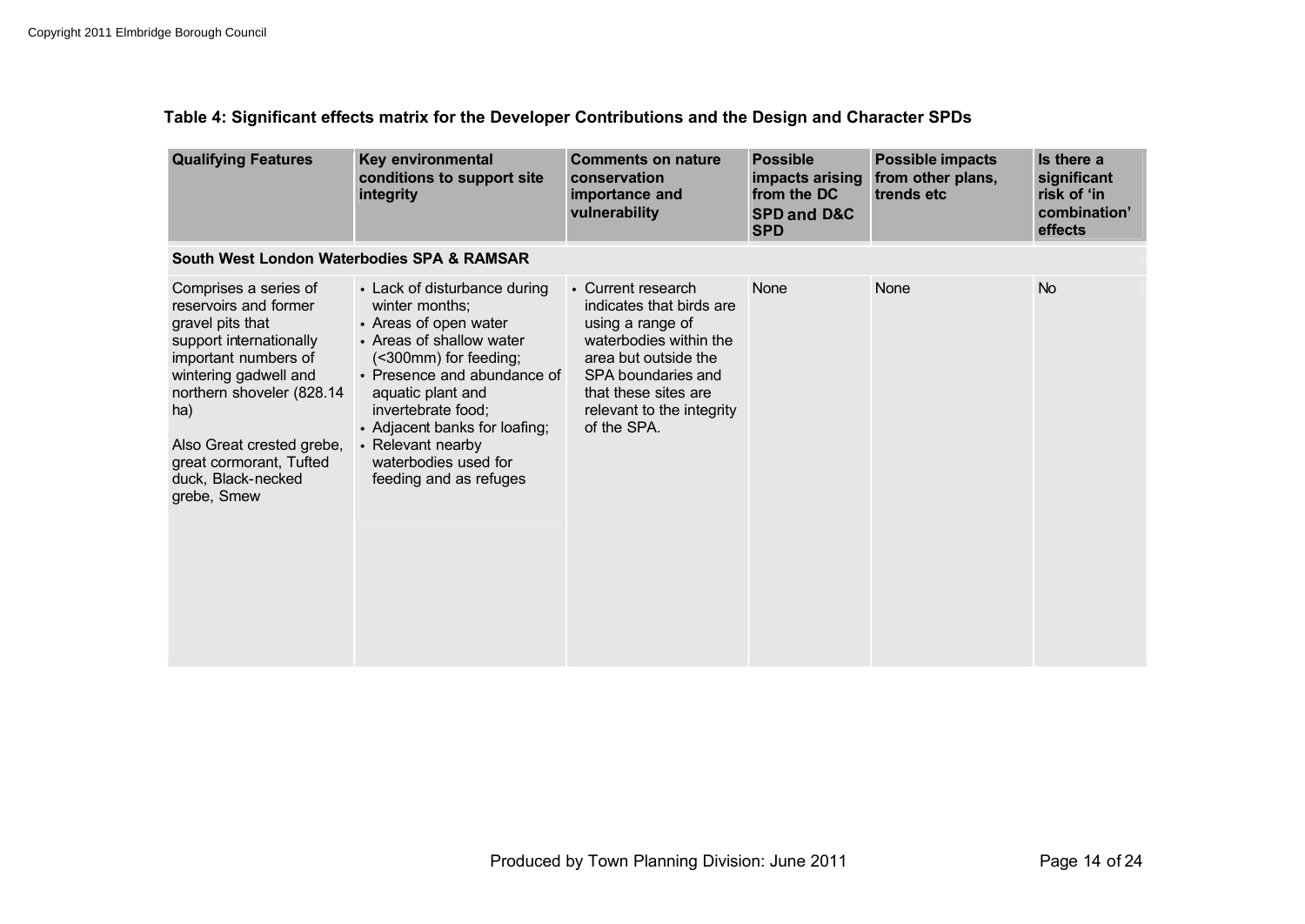**Table 4: Significant effects matrix for the Developer Contributions and the Design and Character SPDs**

| Qualifying Features | Key environmental conditions to support site integrity | Comments on nature conservation importance and vulnerability | Possible impacts arising from the DC SPD and D&C SPD | Possible impacts from other plans, trends etc | Is there a significant risk of 'in combination' effects |
|---|---|---|---|---|---|
| **South West London Waterbodies SPA & RAMSAR** | | | | | |
| Comprises a series of reservoirs and former gravel pits that support internationally important numbers of wintering gadwell and northern shoveler (828.14 ha)<br><br>Also Great crested grebe, great cormorant, Tufted duck, Black-necked grebe, Smew | • Lack of disturbance during winter months;<br>• Areas of open water<br>• Areas of shallow water (<300mm) for feeding;<br>• Presence and abundance of aquatic plant and invertebrate food;<br>• Adjacent banks for loafing;<br>• Relevant nearby waterbodies used for feeding and as refuges | • Current research indicates that birds are using a range of waterbodies within the area but outside the SPA boundaries and that these sites are relevant to the integrity of the SPA. | None | None | No |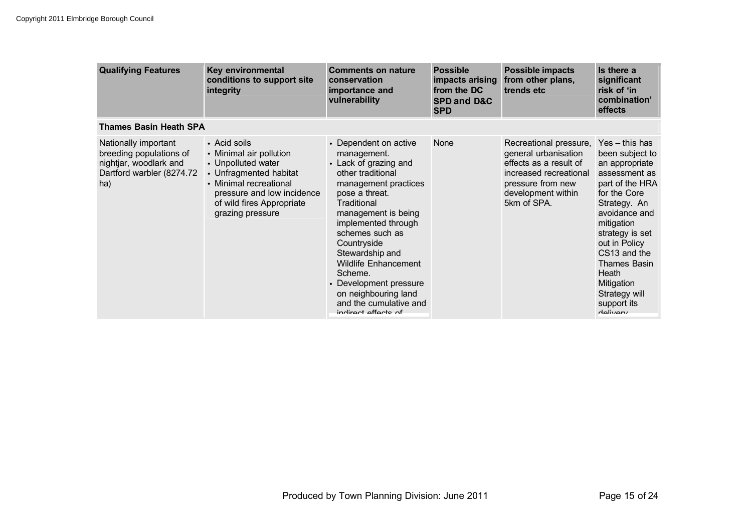| Qualifying Features | Key environmental conditions to support site integrity | Comments on nature conservation importance and vulnerability | Possible impacts arising from the DC SPD and D&C SPD | Possible impacts from other plans, trends etc | Is there a significant risk of 'in combination' effects |
|---|---|---|---|---|---|
| **Thames Basin Heath SPA** | | | | | |
| Nationally important breeding populations of nightjar, woodlark and Dartford warbler (8274.72 ha) | • Acid soils<br>• Minimal air pollution<br>• Unpolluted water<br>• Unfragmented habitat<br>• Minimal recreational pressure and low incidence of wild fires Appropriate grazing pressure | • Dependent on active management.<br>• Lack of grazing and other traditional management practices pose a threat. Traditional management is being implemented through schemes such as Countryside Stewardship and Wildlife Enhancement Scheme.<br>• Development pressure on neighbouring land and the cumulative and indirect effects of | None | Recreational pressure, general urbanisation effects as a result of increased recreational pressure from new development within 5km of SPA. | Yes – this has been subject to an appropriate assessment as part of the HRA for the Core Strategy. An avoidance and mitigation strategy is set out in Policy CS13 and the Thames Basin Heath Mitigation Strategy will support its delivery |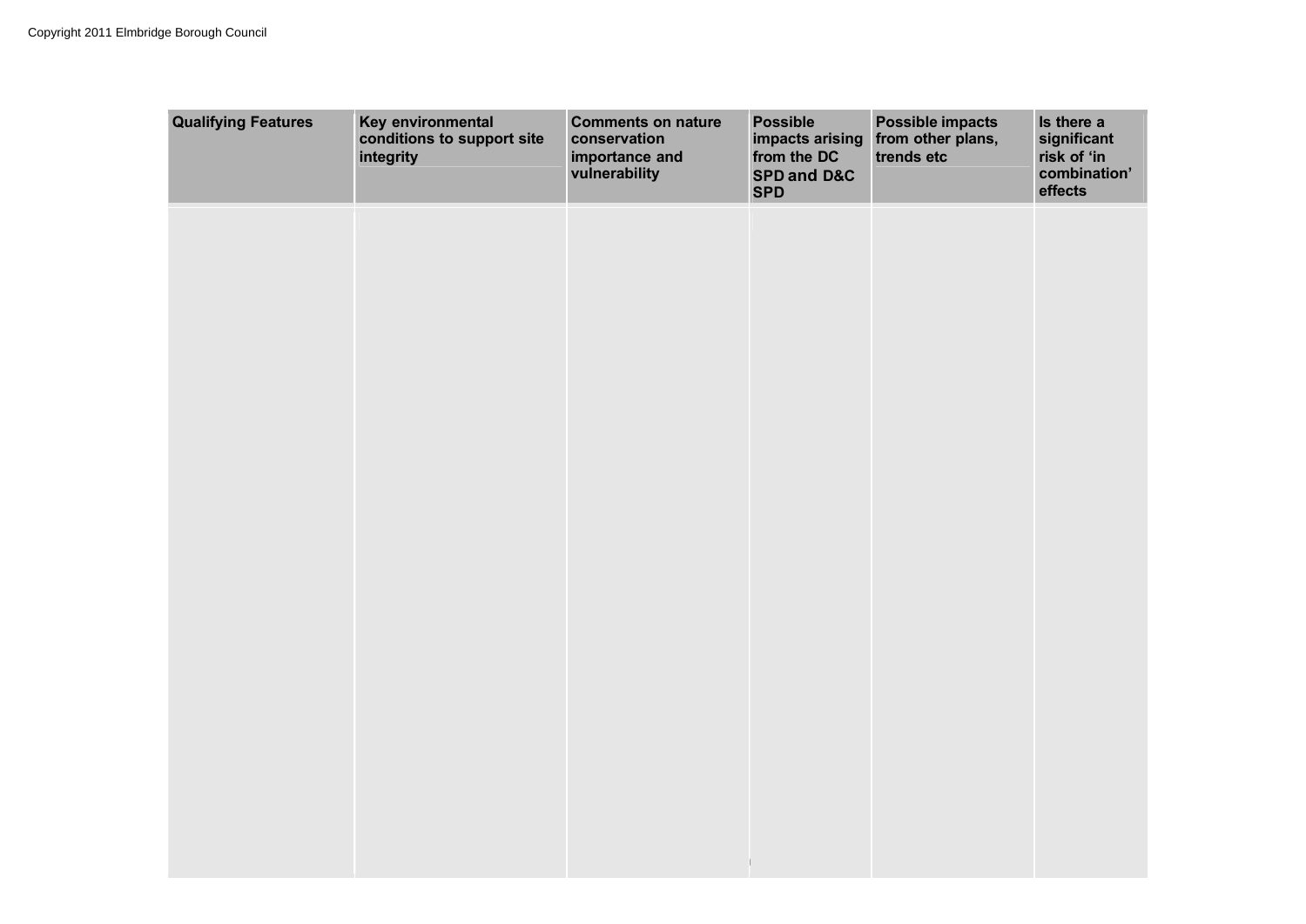| Qualifying Features | Key environmental conditions to support site integrity | Comments on nature conservation importance and vulnerability | Possible impacts arising from the DC SPD and D&C SPD | Possible impacts from other plans, trends etc | Is there a significant risk of 'in combination' effects |
| --- | --- | --- | --- | --- | --- |
| | | | | | |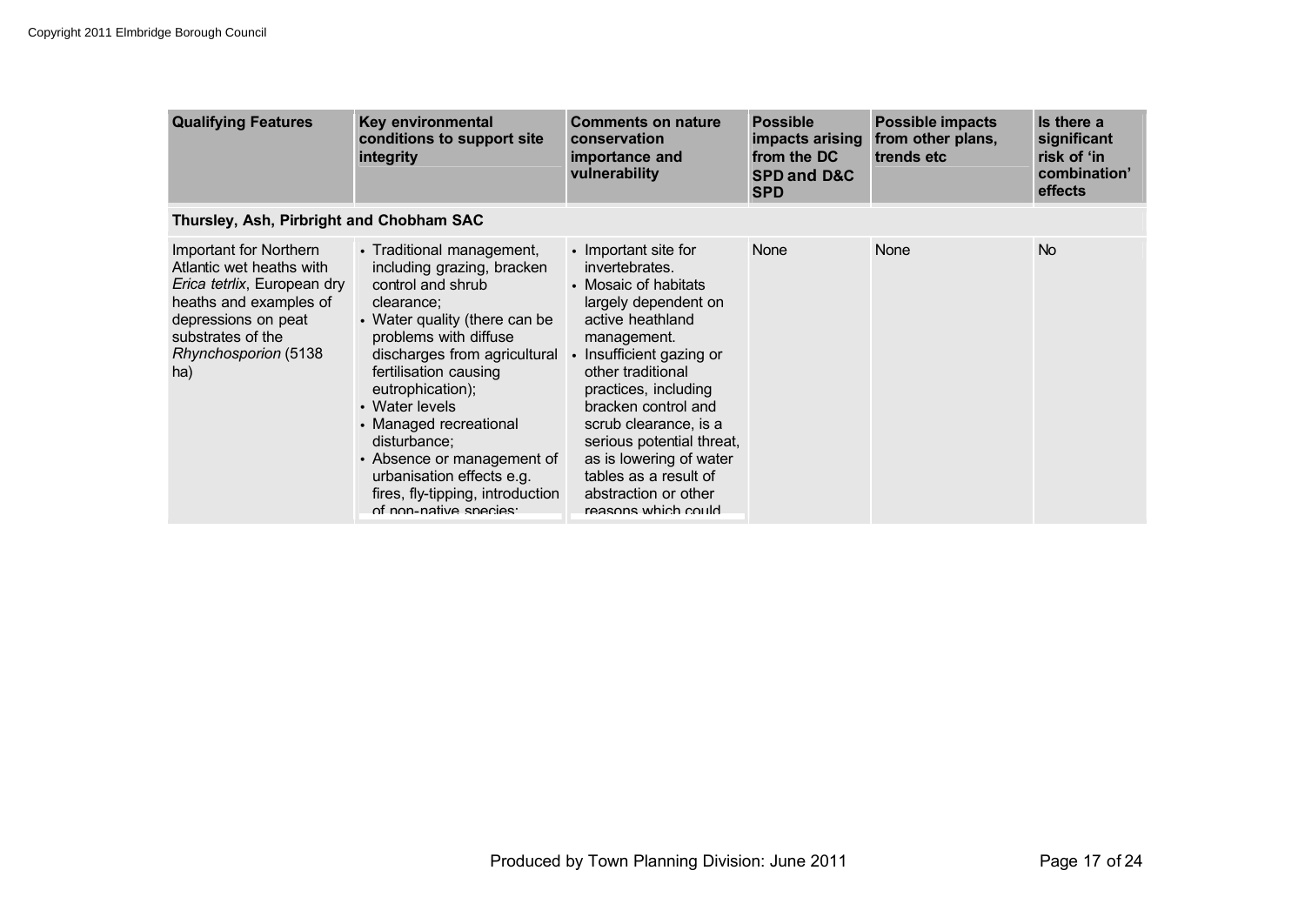| Qualifying Features | Key environmental conditions to support site integrity | Comments on nature conservation importance and vulnerability | Possible impacts arising from the DC SPD and D&C SPD | Possible impacts from other plans, trends etc | Is there a significant risk of 'in combination' effects |
|---|---|---|---|---|---|
| **Thursley, Ash, Pirbright and Chobham SAC** | | | | | |
| Important for Northern Atlantic wet heaths with *Erica tetrlix*, European dry heaths and examples of depressions on peat substrates of the *Rhynchosporion* (5138 ha) | • Traditional management, including grazing, bracken control and shrub clearance; • Water quality (there can be problems with diffuse discharges from agricultural fertilisation causing eutrophication); • Water levels • Managed recreational disturbance; • Absence or management of urbanisation effects e.g. fires, fly-tipping, introduction of non-native species; | • Important site for invertebrates. • Mosaic of habitats largely dependent on active heathland management. • Insufficient gazing or other traditional practices, including bracken control and scrub clearance, is a serious potential threat, as is lowering of water tables as a result of abstraction or other reasons which could | None | None | No |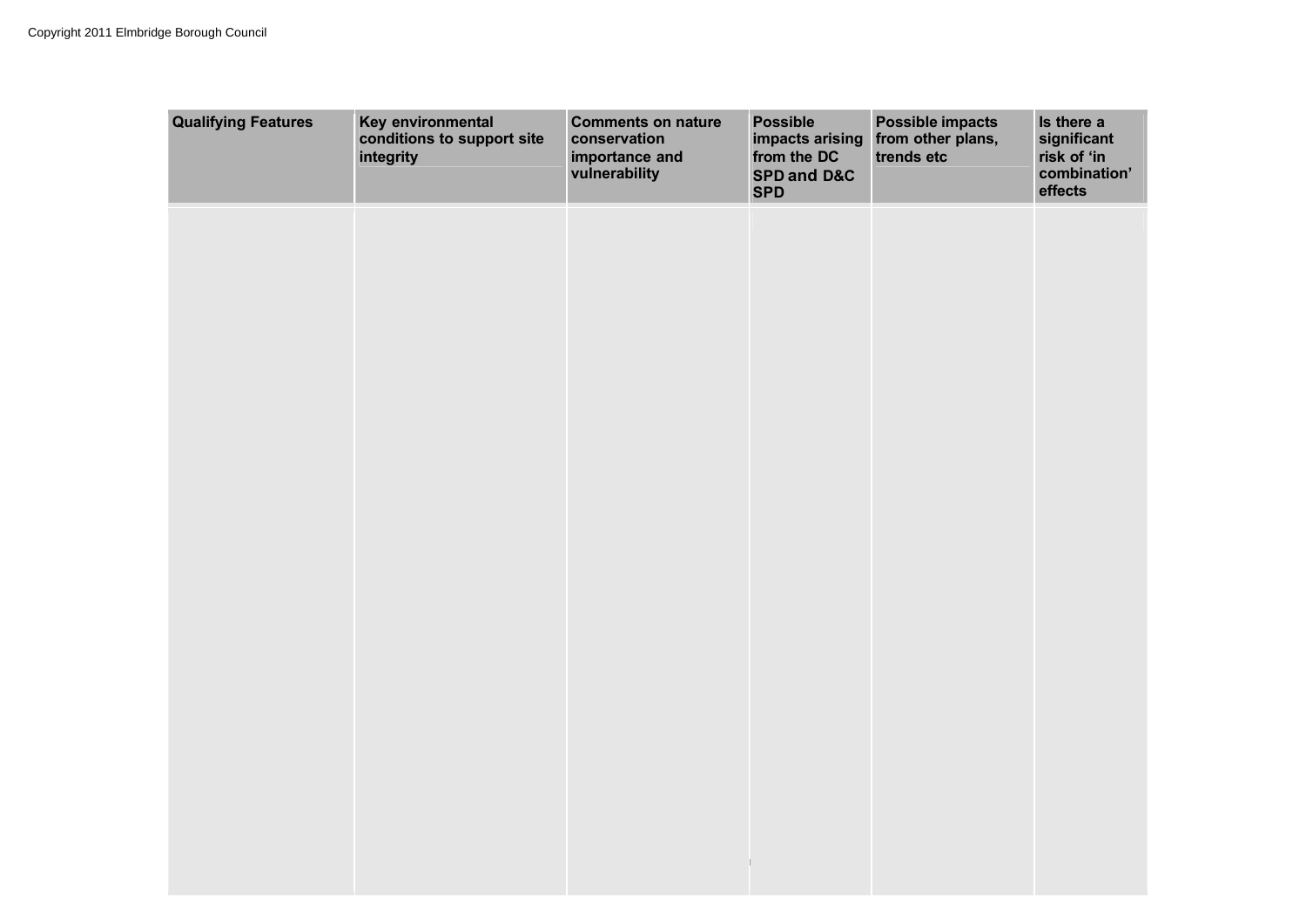| Qualifying Features | Key environmental conditions to support site integrity | Comments on nature conservation importance and vulnerability | Possible impacts arising from the DC SPD and D&C SPD | Possible impacts from other plans, trends etc | Is there a significant risk of 'in combination' effects |
|---|---|---|---|---|---|
| | | | | | |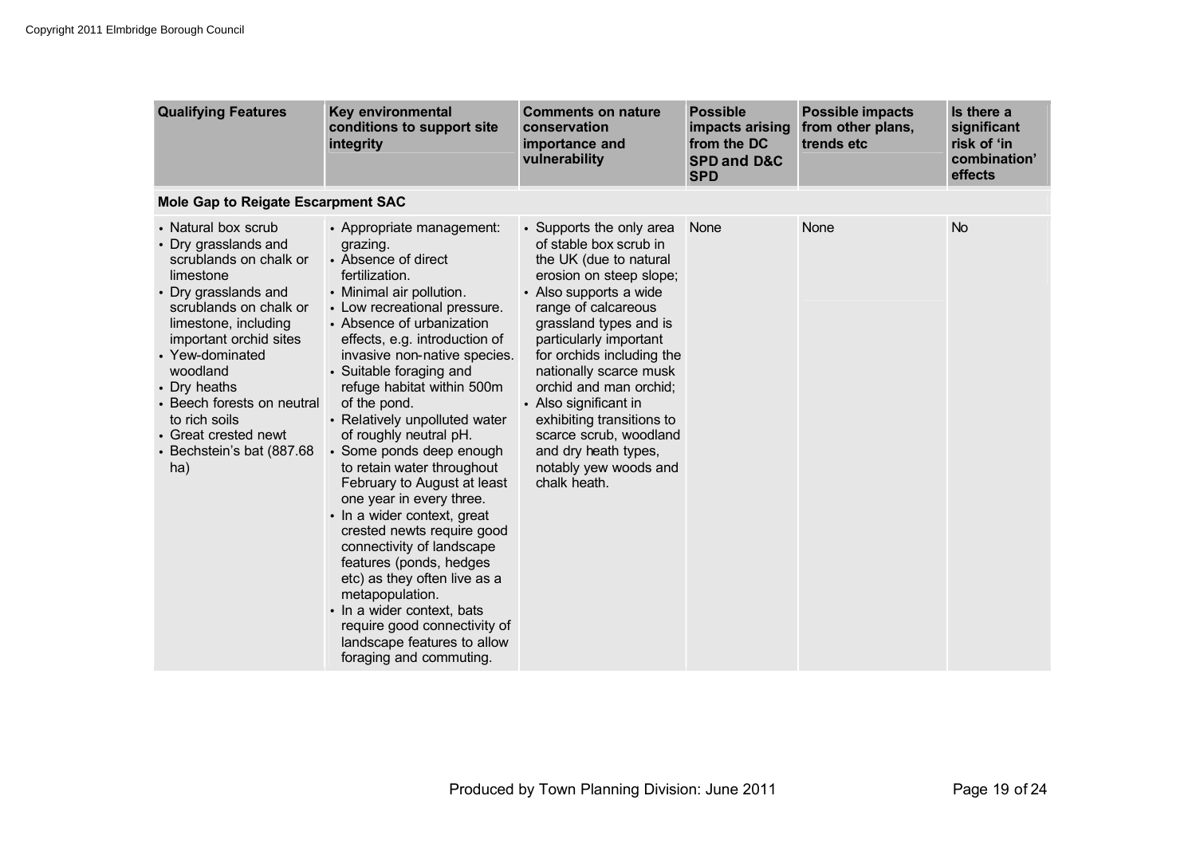| Qualifying Features | Key environmental conditions to support site integrity | Comments on nature conservation importance and vulnerability | Possible impacts arising from the DC SPD and D&C SPD | Possible impacts from other plans, trends etc | Is there a significant risk of 'in combination' effects |
|---|---|---|---|---|---|
| **Mole Gap to Reigate Escarpment SAC** | | | | | |
| • Natural box scrub<br>• Dry grasslands and scrublands on chalk or limestone<br>• Dry grasslands and scrublands on chalk or limestone, including important orchid sites<br>• Yew-dominated woodland<br>• Dry heaths<br>• Beech forests on neutral to rich soils<br>• Great crested newt<br>• Bechstein's bat (887.68 ha) | • Appropriate management: grazing.<br>• Absence of direct fertilization.<br>• Minimal air pollution.<br>• Low recreational pressure.<br>• Absence of urbanization effects, e.g. introduction of invasive non-native species.<br>• Suitable foraging and refuge habitat within 500m of the pond.<br>• Relatively unpolluted water of roughly neutral pH.<br>• Some ponds deep enough to retain water throughout February to August at least one year in every three.<br>• In a wider context, great crested newts require good connectivity of landscape features (ponds, hedges etc) as they often live as a metapopulation.<br>• In a wider context, bats require good connectivity of landscape features to allow foraging and commuting. | • Supports the only area of stable box scrub in the UK (due to natural erosion on steep slope;<br>• Also supports a wide range of calcareous grassland types and is particularly important for orchids including the nationally scarce musk orchid and man orchid;<br>• Also significant in exhibiting transitions to scarce scrub, woodland and dry heath types, notably yew woods and chalk heath. | None | None | No |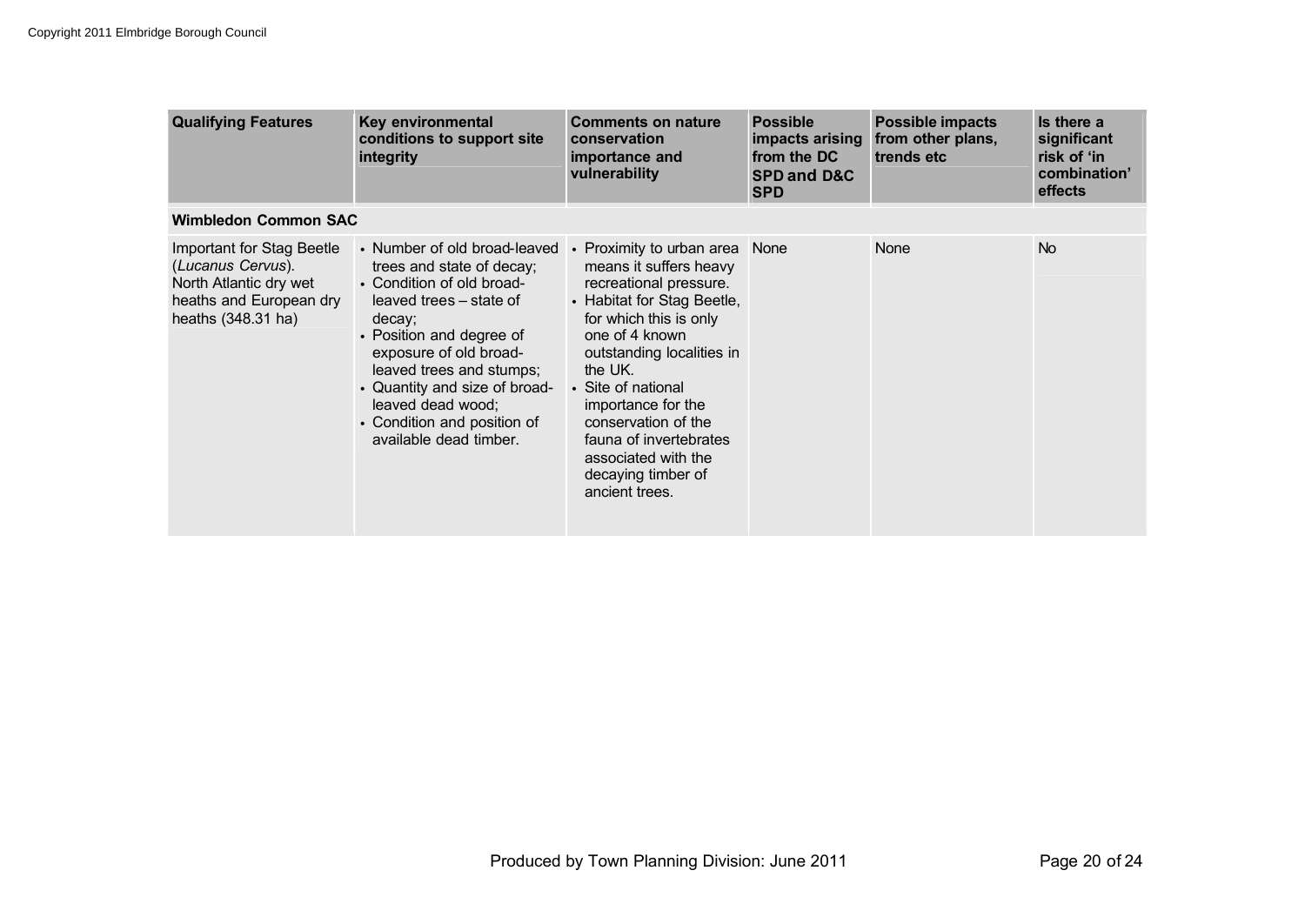| Qualifying Features | Key environmental conditions to support site integrity | Comments on nature conservation importance and vulnerability | Possible impacts arising from the DC SPD and D&C SPD | Possible impacts from other plans, trends etc | Is there a significant risk of 'in combination' effects |
|---|---|---|---|---|---|
| **Wimbledon Common SAC** | | | | | |
| Important for Stag Beetle (*Lucanus Cervus*). North Atlantic dry wet heaths and European dry heaths (348.31 ha) | • Number of old broad-leaved trees and state of decay; • Condition of old broad-leaved trees – state of decay; • Position and degree of exposure of old broad-leaved trees and stumps; • Quantity and size of broad-leaved dead wood; • Condition and position of available dead timber. | • Proximity to urban area means it suffers heavy recreational pressure. • Habitat for Stag Beetle, for which this is only one of 4 known outstanding localities in the UK. • Site of national importance for the conservation of the fauna of invertebrates associated with the decaying timber of ancient trees. | None | None | No |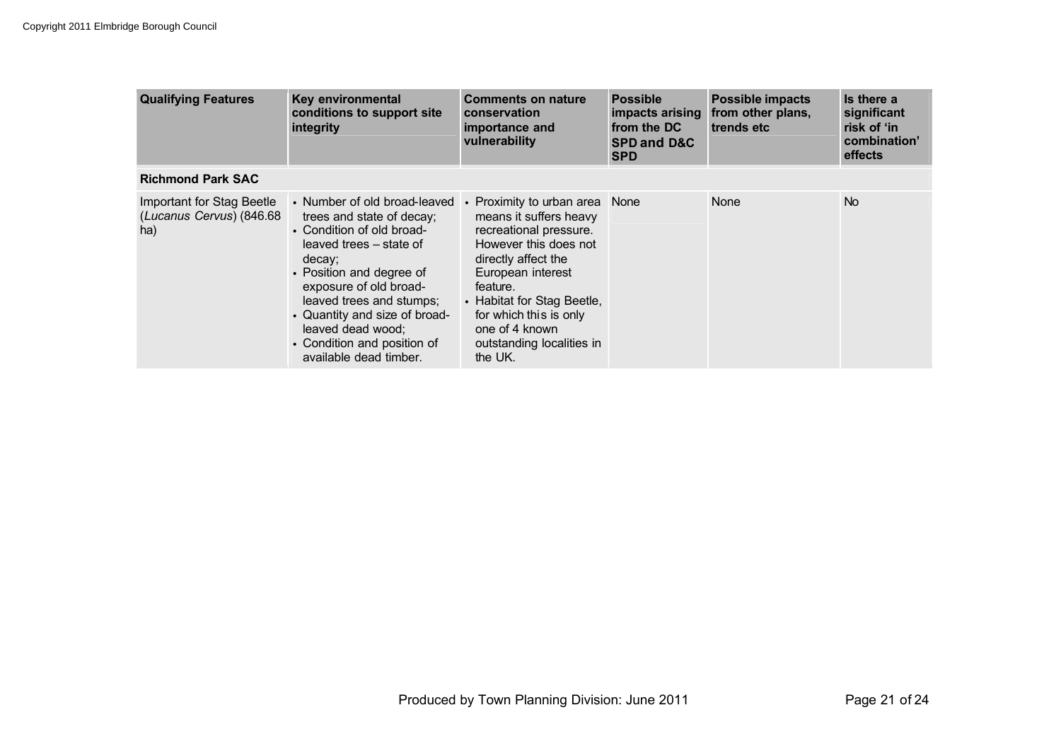| Qualifying Features | Key environmental conditions to support site integrity | Comments on nature conservation importance and vulnerability | Possible impacts arising from the DC SPD and D&C SPD | Possible impacts from other plans, trends etc | Is there a significant risk of 'in combination' effects |
|---|---|---|---|---|---|
| **Richmond Park SAC** | | | | | |
| Important for Stag Beetle (*Lucanus Cervus*) (846.68 ha) | • Number of old broad-leaved trees and state of decay;<br>• Condition of old broad-leaved trees – state of decay;<br>• Position and degree of exposure of old broad-leaved trees and stumps;<br>• Quantity and size of broad-leaved dead wood;<br>• Condition and position of available dead timber. | • Proximity to urban area means it suffers heavy recreational pressure. However this does not directly affect the European interest feature.<br>• Habitat for Stag Beetle, for which this is only one of 4 known outstanding localities in the UK. | None | None | No |

Produced by Town Planning Division: June 2011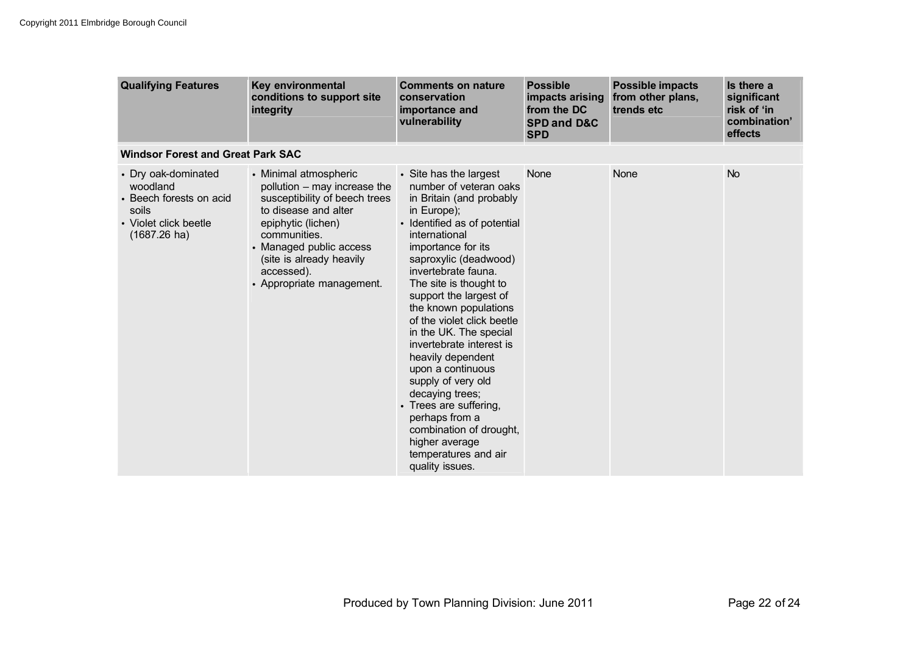| Qualifying Features | Key environmental conditions to support site integrity | Comments on nature conservation importance and vulnerability | Possible impacts arising from the DC SPD and D&C SPD | Possible impacts from other plans, trends etc | Is there a significant risk of 'in combination' effects |
|---|---|---|---|---|---|
| **Windsor Forest and Great Park SAC** | | | | | |
| • Dry oak-dominated woodland<br>• Beech forests on acid soils<br>• Violet click beetle (1687.26 ha) | • Minimal atmospheric pollution – may increase the susceptibility of beech trees to disease and alter epiphytic (lichen) communities.<br>• Managed public access (site is already heavily accessed).<br>• Appropriate management. | • Site has the largest number of veteran oaks in Britain (and probably in Europe);<br>• Identified as of potential international importance for its saproxylic (deadwood) invertebrate fauna. The site is thought to support the largest of the known populations of the violet click beetle in the UK. The special invertebrate interest is heavily dependent upon a continuous supply of very old decaying trees;<br>• Trees are suffering, perhaps from a combination of drought, higher average temperatures and air quality issues. | None | None | No |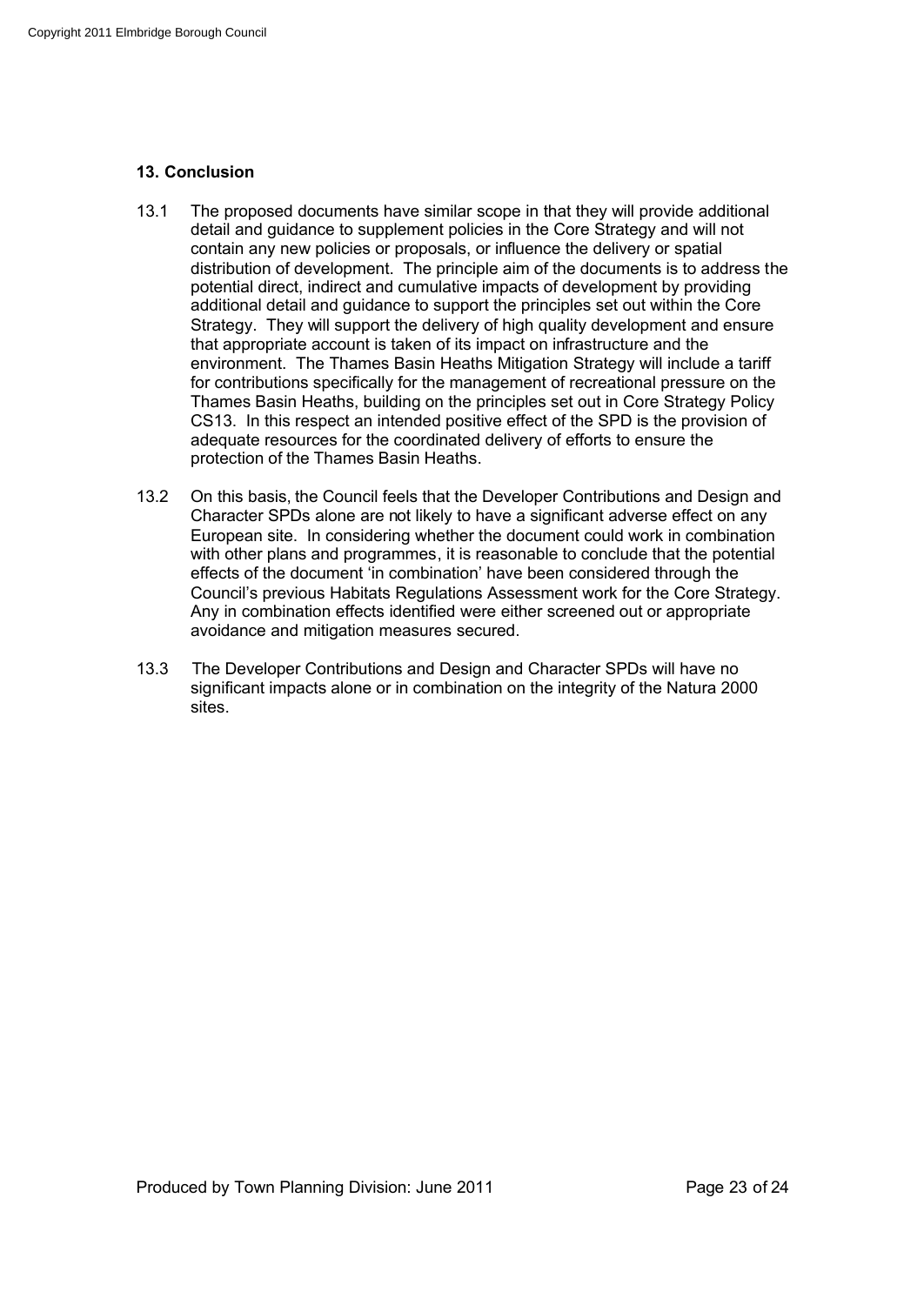## 13. Conclusion

13.1 The proposed documents have similar scope in that they will provide additional detail and guidance to supplement policies in the Core Strategy and will not contain any new policies or proposals, or influence the delivery or spatial distribution of development. The principle aim of the documents is to address the potential direct, indirect and cumulative impacts of development by providing additional detail and guidance to support the principles set out within the Core Strategy. They will support the delivery of high quality development and ensure that appropriate account is taken of its impact on infrastructure and the environment. The Thames Basin Heaths Mitigation Strategy will include a tariff for contributions specifically for the management of recreational pressure on the Thames Basin Heaths, building on the principles set out in Core Strategy Policy CS13. In this respect an intended positive effect of the SPD is the provision of adequate resources for the coordinated delivery of efforts to ensure the protection of the Thames Basin Heaths.

13.2 On this basis, the Council feels that the Developer Contributions and Design and Character SPDs alone are not likely to have a significant adverse effect on any European site. In considering whether the document could work in combination with other plans and programmes, it is reasonable to conclude that the potential effects of the document 'in combination' have been considered through the Council's previous Habitats Regulations Assessment work for the Core Strategy. Any in combination effects identified were either screened out or appropriate avoidance and mitigation measures secured.

13.3 The Developer Contributions and Design and Character SPDs will have no significant impacts alone or in combination on the integrity of the Natura 2000 sites.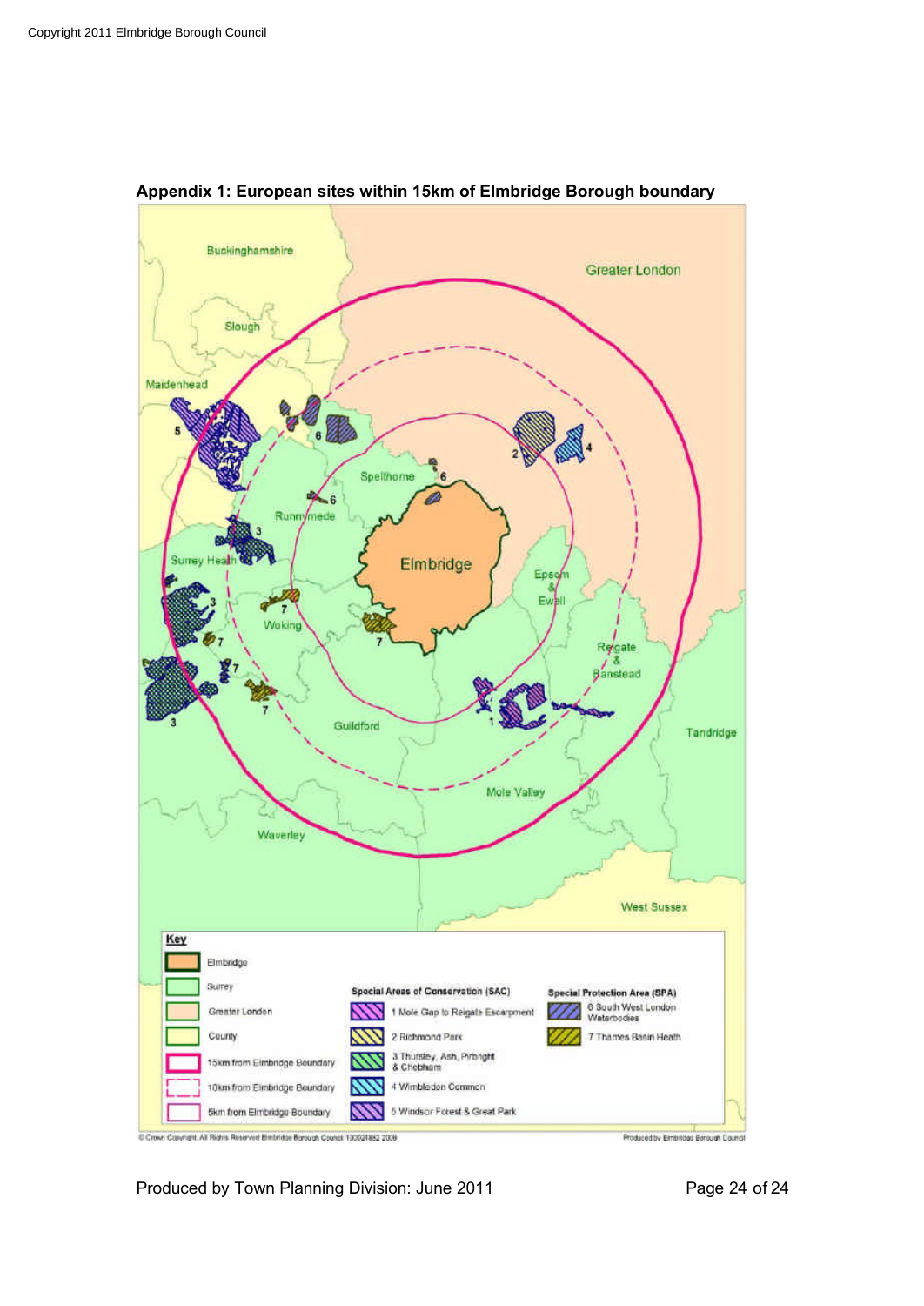Copyright 2011 Elmbridge Borough Council

**Appendix 1: European sites within 15km of Elmbridge Borough boundary**

Buckinghamshire

Greater London

Slough

Maidenhead

Spelthorne

Runnymede

Surrey Heath

Elmbridge

Epsom & Ewell

Woking

Reigate & Banstead

Guildford

Tandridge

Mole Valley

Waverley

West Sussex

Key

Elmbridge

Surrey

Greater London

County

15km from Elmbridge Boundary

10km from Elmbridge Boundary

5km from Elmbridge Boundary

Special Areas of Conservation (SAC)

1 Mole Gap to Reigate Escarpment

2 Richmond Park

3 Thursley, Ash, Pirbright & Chobham

4 Wimbledon Common

5 Windsor Forest & Great Park

Special Protection Area (SPA)

6 South West London Waterbodies

7 Thames Basin Heath

© Crown Copyright. All Rights Reserved Elmbridge Borough Council 100024882 2009

Produced by Elmbridge Borough Council

Produced by Town Planning Division: June 2011